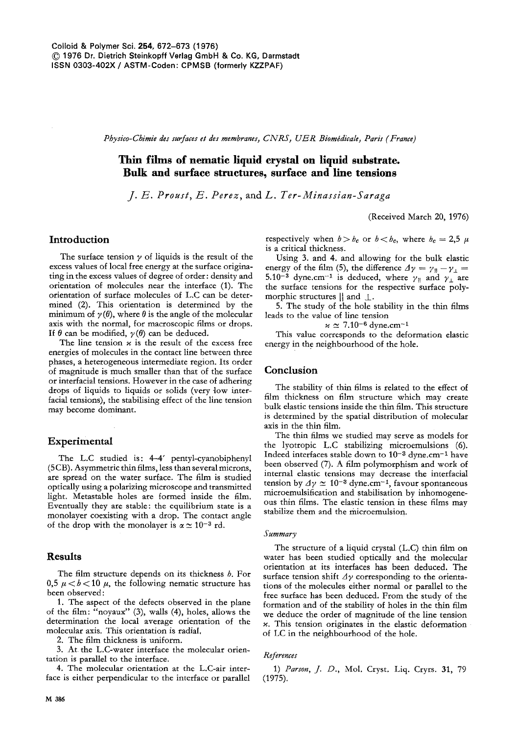*Physico-Chimie des surfaces et des membranes, CNRS, UER Biomédicale, Paris (France)*

# Thin films of nematic liquid crystal on liquid substrate. Bulk and surface structures, surface and line tensions

*J. E. Proust, E. Perez,* and *L. Ter-Minassian-Saraga*

(Received March 20, 1976)

## Introduction

The surface tension $\gamma$ of liquids is the result of the excess values of local free energy at the surface originating in the excess values of degree of order: density and orientation of molecules near the interface (1). The orientation of surface molecules of L.C can be determined (2). This orientation is determined by the minimum of $\gamma(\theta)$, where $\theta$ is the angle of the molecular axis with the normal, for macroscopic films or drops. If $\theta$ can be modified, $\gamma(\theta)$ can be deduced.

The line tension $\varkappa$ is the result of the excess free energies of molecules in the contact line between three phases, a heterogeneous intermediate region. Its order of magnitude is much smaller than that of the surface or interfacial tensions. However in the case of adhering drops of liquids to liquids or solids (very low interfacial tensions), the stabilising effect of the line tension may become dominant.

## Experimental

The L.C studied is: 4–4′ pentyl-cyanobiphenyl (5CB). Asymmetric thin films, less than several microns, are spread on the water surface. The film is studied optically using a polarizing microscope and transmitted light. Metastable holes are formed inside the film. Eventually they are stable: the equilibrium state is a monolayer coexisting with a drop. The contact angle of the drop with the monolayer is $\alpha \simeq 10^{-3}$ rd.

## Results

The film structure depends on its thickness $h$. For $0{,}5\ \mu < h < 10\ \mu$, the following nematic structure has been observed:

1. The aspect of the defects observed in the plane of the film: "noyaux" (3), walls (4), holes, allows the determination the local average orientation of the molecular axis. This orientation is radial.
2. The film thickness is uniform.
3. At the L.C-water interface the molecular orientation is parallel to the interface.
4. The molecular orientation at the L.C-air interface is either perpendicular to the interface or parallel respectively when $h > h_c$ or $h < h_c$, where $h_c = 2{,}5\ \mu$ is a critical thickness.

Using 3. and 4. and allowing for the bulk elastic energy of the film (5), the difference $\Delta\gamma = \gamma_{\parallel} - \gamma_{\perp} = 5.10^{-3}$ dyne.cm$^{-1}$ is deduced, where $\gamma_{\parallel}$ and $\gamma_{\perp}$ are the surface tensions for the respective surface polymorphic structures $\parallel$ and $\perp$.

5. The study of the hole stability in the thin films leads to the value of line tension

$$\varkappa \simeq 7.10^{-6}\ \text{dyne.cm}^{-1}$$

This value corresponds to the deformation elastic energy in the neighbourhood of the hole.

## Conclusion

The stability of thin films is related to the effect of film thickness on film structure which may create bulk elastic tensions inside the thin film. This structure is determined by the spatial distribution of molecular axis in the thin film.

The thin films we studied may serve as models for the lyotropic L.C stabilizing microemulsions (6). Indeed interfaces stable down to $10^{-3}$ dyne.cm$^{-1}$ have been observed (7). A film polymorphism and work of internal elastic tensions may decrease the interfacial tension by $\Delta\gamma \simeq 10^{-3}$ dyne.cm$^{-1}$, favour spontaneous microemulsification and stabilisation by inhomogeneous thin films. The elastic tension in these films may stabilize them and the microemulsion.

### *Summary*

The structure of a liquid crystal (L.C) thin film on water has been studied optically and the molecular orientation at its interfaces has been deduced. The surface tension shift $\Delta\gamma$ corresponding to the orientations of the molecules either normal or parallel to the free surface has been deduced. From the study of the formation and of the stability of holes in the thin film we deduce the order of magnitude of the line tension $\varkappa$. This tension originates in the elastic deformation of LC in the neighbourhood of the hole.

### *References*

1) *Parson, J. D.,* Mol. Cryst. Liq. Cryts. **31**, 79 (1975).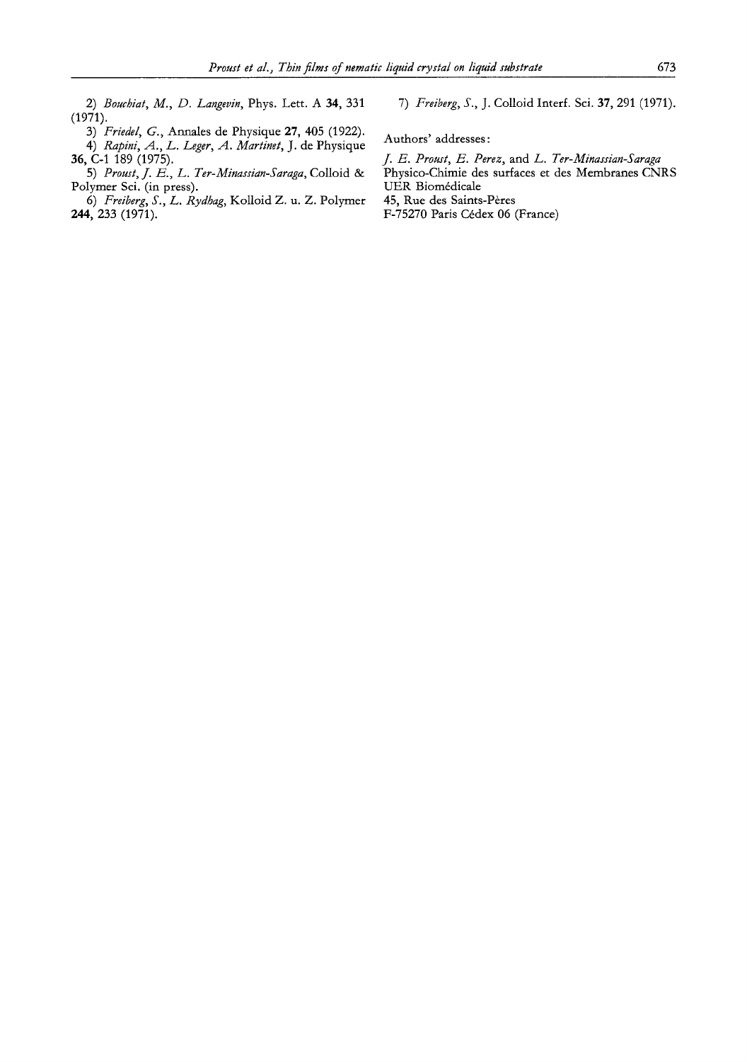2) *Bouchiat, M., D. Langevin*, Phys. Lett. A **34**, 331 (1971).

3) *Friedel, G.*, Annales de Physique **27**, 405 (1922).

4) *Rapini, A., L. Leger, A. Martinet*, J. de Physique **36**, C-1 189 (1975).

5) *Proust, J. E., L. Ter-Minassian-Saraga*, Colloid & Polymer Sci. (in press).

6) *Freiberg, S., L. Rydhag*, Kolloid Z. u. Z. Polymer **244**, 233 (1971).

7) *Freiberg, S.*, J. Colloid Interf. Sci. **37**, 291 (1971).

Authors' addresses:

*J. E. Proust, E. Perez*, and *L. Ter-Minassian-Saraga*
Physico-Chimie des surfaces et des Membranes CNRS
UER Biomédicale
45, Rue des Saints-Pères
F-75270 Paris Cédex 06 (France)